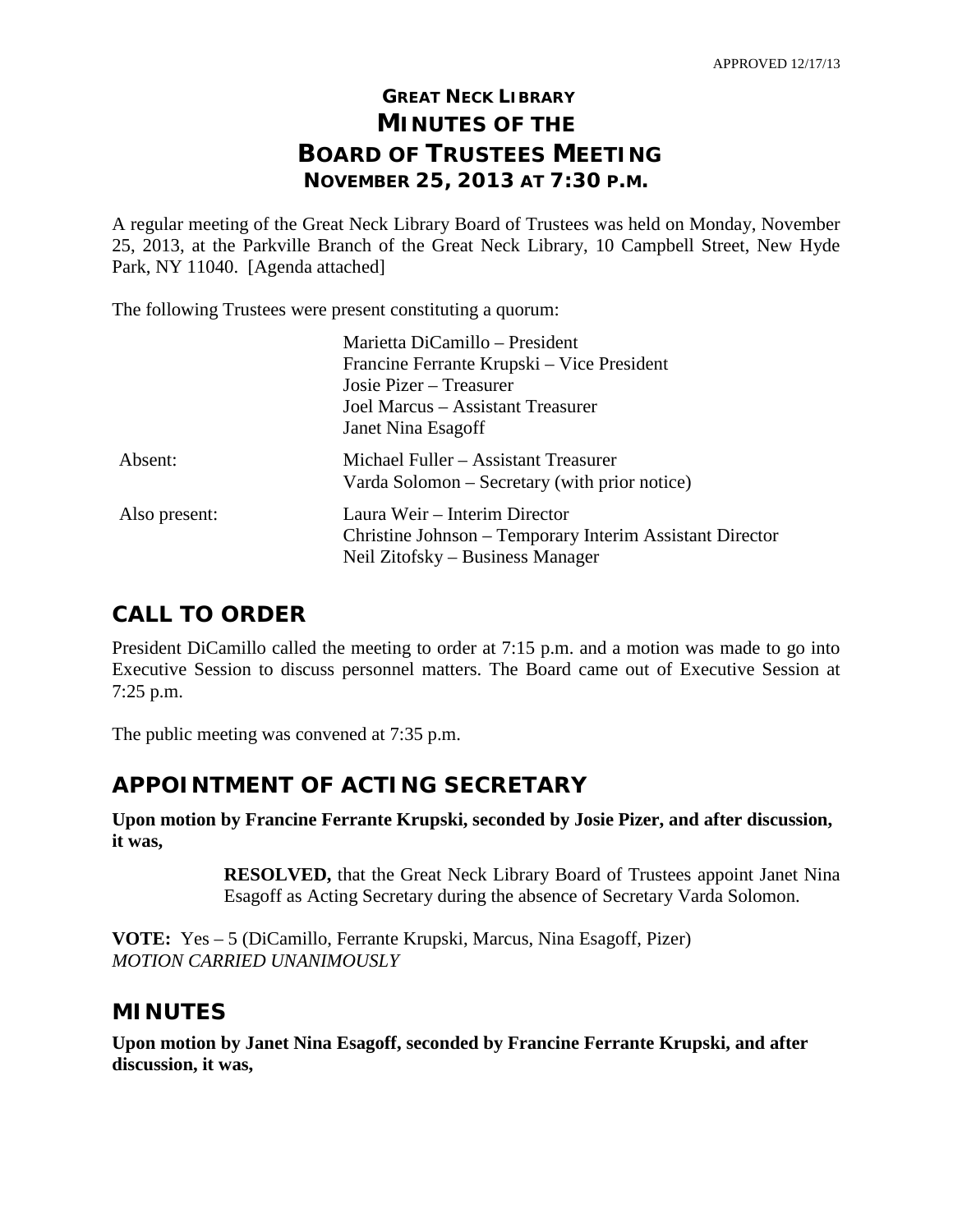APPROVED 12/17/13

# GREAT NECK LIBRARY
# MINUTES OF THE
# BOARD OF TRUSTEES MEETING
## NOVEMBER 25, 2013 AT 7:30 P.M.

A regular meeting of the Great Neck Library Board of Trustees was held on Monday, November 25, 2013, at the Parkville Branch of the Great Neck Library, 10 Campbell Street, New Hyde Park, NY 11040. [Agenda attached]

The following Trustees were present constituting a quorum:

| | |
|---|---|
| | Marietta DiCamillo – President<br>Francine Ferrante Krupski – Vice President<br>Josie Pizer – Treasurer<br>Joel Marcus – Assistant Treasurer<br>Janet Nina Esagoff |
| Absent: | Michael Fuller – Assistant Treasurer<br>Varda Solomon – Secretary (with prior notice) |
| Also present: | Laura Weir – Interim Director<br>Christine Johnson – Temporary Interim Assistant Director<br>Neil Zitofsky – Business Manager |

## CALL TO ORDER

President DiCamillo called the meeting to order at 7:15 p.m. and a motion was made to go into Executive Session to discuss personnel matters. The Board came out of Executive Session at 7:25 p.m.

The public meeting was convened at 7:35 p.m.

## APPOINTMENT OF ACTING SECRETARY

**Upon motion by Francine Ferrante Krupski, seconded by Josie Pizer, and after discussion, it was,**

> **RESOLVED,** that the Great Neck Library Board of Trustees appoint Janet Nina Esagoff as Acting Secretary during the absence of Secretary Varda Solomon.

**VOTE:** Yes – 5 (DiCamillo, Ferrante Krupski, Marcus, Nina Esagoff, Pizer)
*MOTION CARRIED UNANIMOUSLY*

## MINUTES

**Upon motion by Janet Nina Esagoff, seconded by Francine Ferrante Krupski, and after discussion, it was,**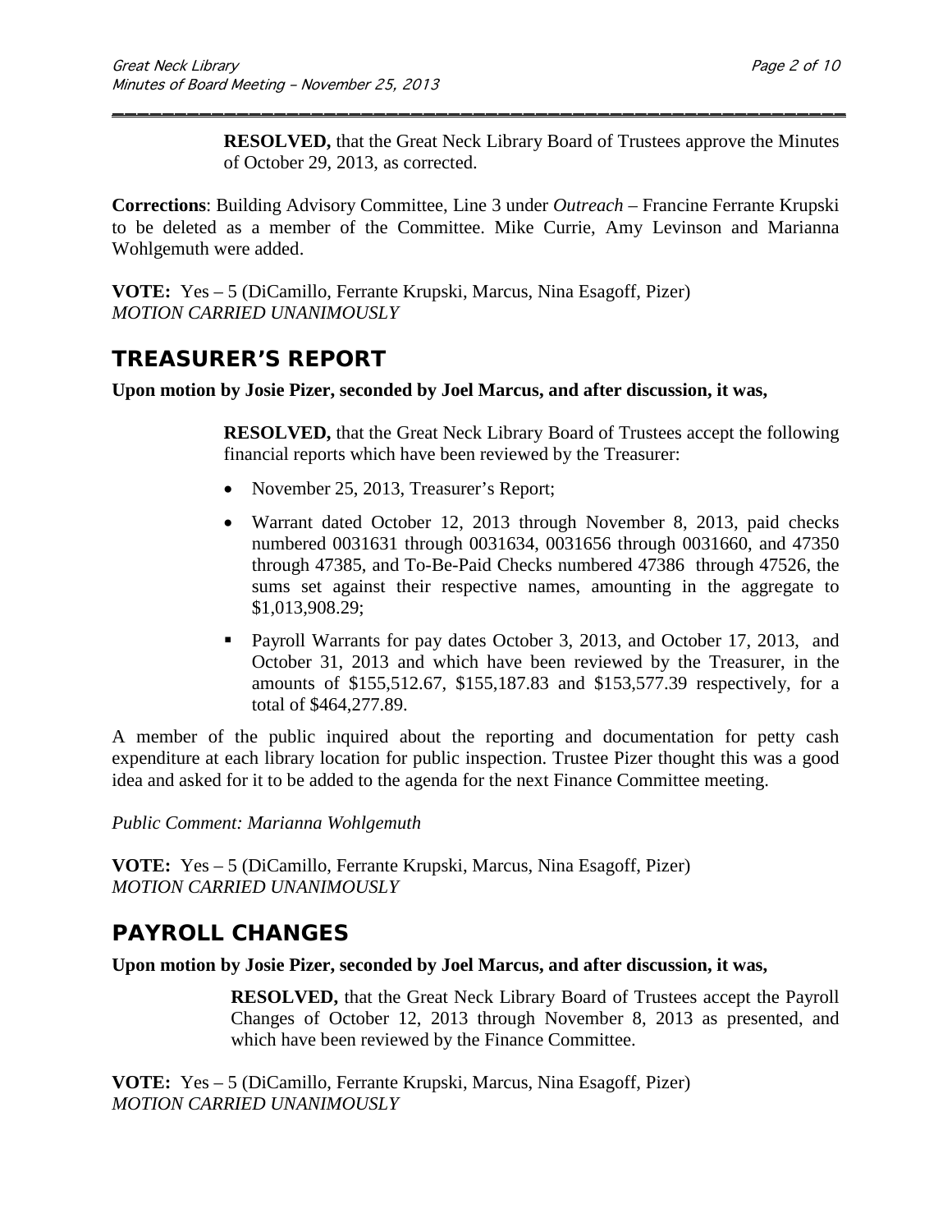> **RESOLVED,** that the Great Neck Library Board of Trustees approve the Minutes of October 29, 2013, as corrected.

**Corrections**: Building Advisory Committee, Line 3 under *Outreach* – Francine Ferrante Krupski to be deleted as a member of the Committee. Mike Currie, Amy Levinson and Marianna Wohlgemuth were added.

**VOTE:** Yes – 5 (DiCamillo, Ferrante Krupski, Marcus, Nina Esagoff, Pizer)
*MOTION CARRIED UNANIMOUSLY*

## TREASURER'S REPORT

**Upon motion by Josie Pizer, seconded by Joel Marcus, and after discussion, it was,**

> **RESOLVED,** that the Great Neck Library Board of Trustees accept the following financial reports which have been reviewed by the Treasurer:
>
> - November 25, 2013, Treasurer's Report;
> - Warrant dated October 12, 2013 through November 8, 2013, paid checks numbered 0031631 through 0031634, 0031656 through 0031660, and 47350 through 47385, and To-Be-Paid Checks numbered 47386 through 47526, the sums set against their respective names, amounting in the aggregate to $1,013,908.29;
> - Payroll Warrants for pay dates October 3, 2013, and October 17, 2013, and October 31, 2013 and which have been reviewed by the Treasurer, in the amounts of $155,512.67, $155,187.83 and $153,577.39 respectively, for a total of $464,277.89.

A member of the public inquired about the reporting and documentation for petty cash expenditure at each library location for public inspection. Trustee Pizer thought this was a good idea and asked for it to be added to the agenda for the next Finance Committee meeting.

*Public Comment: Marianna Wohlgemuth*

**VOTE:** Yes – 5 (DiCamillo, Ferrante Krupski, Marcus, Nina Esagoff, Pizer)
*MOTION CARRIED UNANIMOUSLY*

## PAYROLL CHANGES

**Upon motion by Josie Pizer, seconded by Joel Marcus, and after discussion, it was,**

> **RESOLVED,** that the Great Neck Library Board of Trustees accept the Payroll Changes of October 12, 2013 through November 8, 2013 as presented, and which have been reviewed by the Finance Committee.

**VOTE:** Yes – 5 (DiCamillo, Ferrante Krupski, Marcus, Nina Esagoff, Pizer)
*MOTION CARRIED UNANIMOUSLY*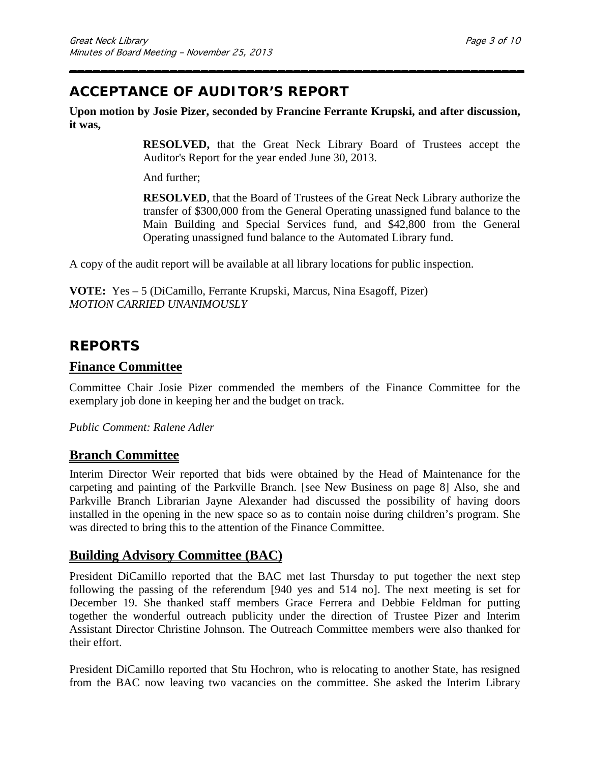## ACCEPTANCE OF AUDITOR'S REPORT

**Upon motion by Josie Pizer, seconded by Francine Ferrante Krupski, and after discussion, it was,**

> **RESOLVED,** that the Great Neck Library Board of Trustees accept the Auditor's Report for the year ended June 30, 2013.
>
> And further;
>
> **RESOLVED**, that the Board of Trustees of the Great Neck Library authorize the transfer of $300,000 from the General Operating unassigned fund balance to the Main Building and Special Services fund, and $42,800 from the General Operating unassigned fund balance to the Automated Library fund.

A copy of the audit report will be available at all library locations for public inspection.

**VOTE:** Yes – 5 (DiCamillo, Ferrante Krupski, Marcus, Nina Esagoff, Pizer)
*MOTION CARRIED UNANIMOUSLY*

## REPORTS

### Finance Committee

Committee Chair Josie Pizer commended the members of the Finance Committee for the exemplary job done in keeping her and the budget on track.

*Public Comment: Ralene Adler*

### Branch Committee

Interim Director Weir reported that bids were obtained by the Head of Maintenance for the carpeting and painting of the Parkville Branch. [see New Business on page 8] Also, she and Parkville Branch Librarian Jayne Alexander had discussed the possibility of having doors installed in the opening in the new space so as to contain noise during children's program. She was directed to bring this to the attention of the Finance Committee.

### Building Advisory Committee (BAC)

President DiCamillo reported that the BAC met last Thursday to put together the next step following the passing of the referendum [940 yes and 514 no]. The next meeting is set for December 19. She thanked staff members Grace Ferrera and Debbie Feldman for putting together the wonderful outreach publicity under the direction of Trustee Pizer and Interim Assistant Director Christine Johnson. The Outreach Committee members were also thanked for their effort.

President DiCamillo reported that Stu Hochron, who is relocating to another State, has resigned from the BAC now leaving two vacancies on the committee. She asked the Interim Library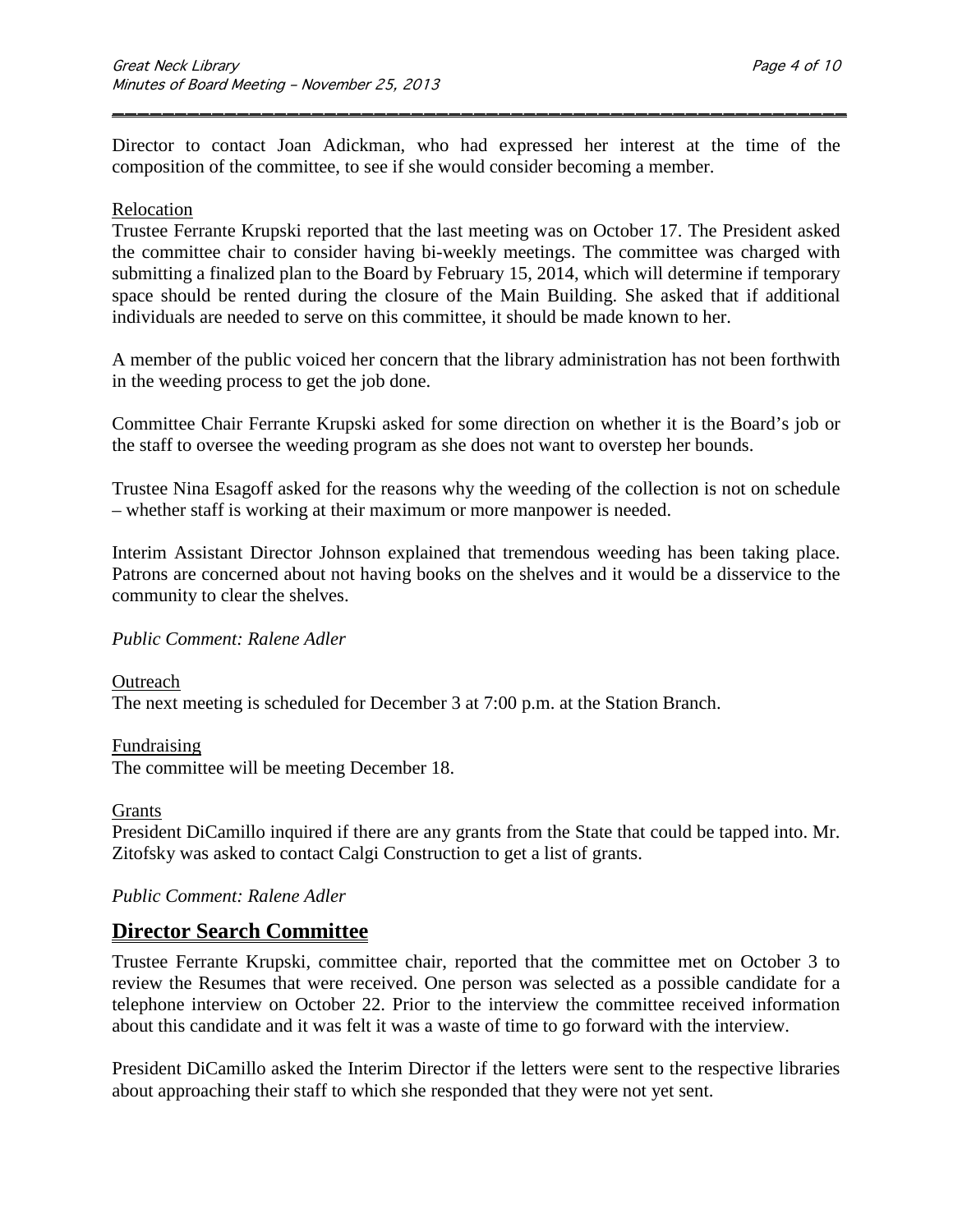Director to contact Joan Adickman, who had expressed her interest at the time of the composition of the committee, to see if she would consider becoming a member.

Relocation

Trustee Ferrante Krupski reported that the last meeting was on October 17. The President asked the committee chair to consider having bi-weekly meetings. The committee was charged with submitting a finalized plan to the Board by February 15, 2014, which will determine if temporary space should be rented during the closure of the Main Building. She asked that if additional individuals are needed to serve on this committee, it should be made known to her.

A member of the public voiced her concern that the library administration has not been forthwith in the weeding process to get the job done.

Committee Chair Ferrante Krupski asked for some direction on whether it is the Board's job or the staff to oversee the weeding program as she does not want to overstep her bounds.

Trustee Nina Esagoff asked for the reasons why the weeding of the collection is not on schedule – whether staff is working at their maximum or more manpower is needed.

Interim Assistant Director Johnson explained that tremendous weeding has been taking place. Patrons are concerned about not having books on the shelves and it would be a disservice to the community to clear the shelves.

*Public Comment: Ralene Adler*

Outreach

The next meeting is scheduled for December 3 at 7:00 p.m. at the Station Branch.

Fundraising

The committee will be meeting December 18.

Grants

President DiCamillo inquired if there are any grants from the State that could be tapped into. Mr. Zitofsky was asked to contact Calgi Construction to get a list of grants.

*Public Comment: Ralene Adler*

## Director Search Committee

Trustee Ferrante Krupski, committee chair, reported that the committee met on October 3 to review the Resumes that were received. One person was selected as a possible candidate for a telephone interview on October 22. Prior to the interview the committee received information about this candidate and it was felt it was a waste of time to go forward with the interview.

President DiCamillo asked the Interim Director if the letters were sent to the respective libraries about approaching their staff to which she responded that they were not yet sent.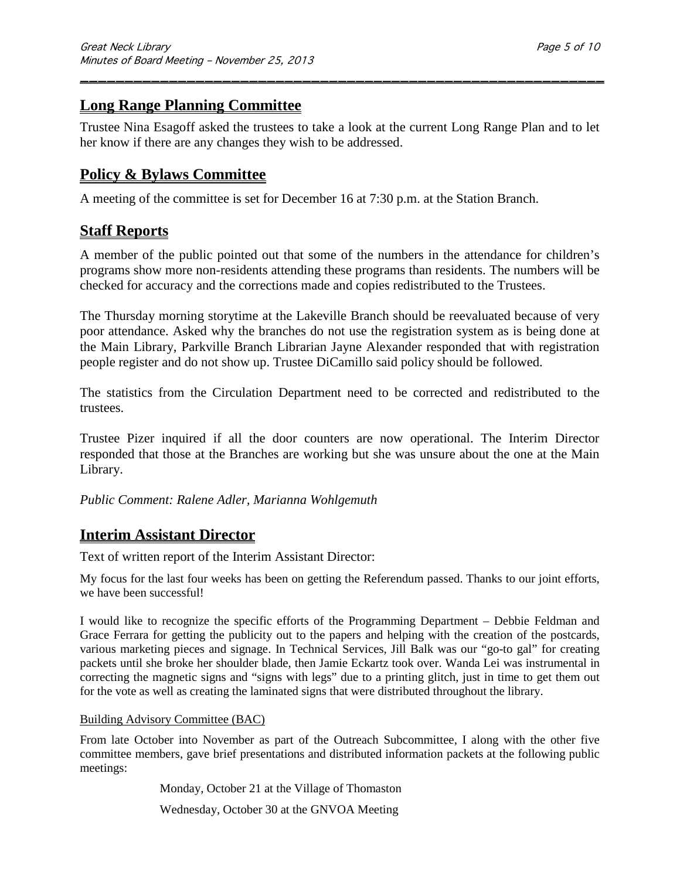## Long Range Planning Committee

Trustee Nina Esagoff asked the trustees to take a look at the current Long Range Plan and to let her know if there are any changes they wish to be addressed.

## Policy & Bylaws Committee

A meeting of the committee is set for December 16 at 7:30 p.m. at the Station Branch.

## Staff Reports

A member of the public pointed out that some of the numbers in the attendance for children's programs show more non-residents attending these programs than residents. The numbers will be checked for accuracy and the corrections made and copies redistributed to the Trustees.

The Thursday morning storytime at the Lakeville Branch should be reevaluated because of very poor attendance. Asked why the branches do not use the registration system as is being done at the Main Library, Parkville Branch Librarian Jayne Alexander responded that with registration people register and do not show up. Trustee DiCamillo said policy should be followed.

The statistics from the Circulation Department need to be corrected and redistributed to the trustees.

Trustee Pizer inquired if all the door counters are now operational. The Interim Director responded that those at the Branches are working but she was unsure about the one at the Main Library.

*Public Comment: Ralene Adler, Marianna Wohlgemuth*

## Interim Assistant Director

Text of written report of the Interim Assistant Director:

My focus for the last four weeks has been on getting the Referendum passed. Thanks to our joint efforts, we have been successful!

I would like to recognize the specific efforts of the Programming Department – Debbie Feldman and Grace Ferrara for getting the publicity out to the papers and helping with the creation of the postcards, various marketing pieces and signage. In Technical Services, Jill Balk was our "go-to gal" for creating packets until she broke her shoulder blade, then Jamie Eckartz took over. Wanda Lei was instrumental in correcting the magnetic signs and "signs with legs" due to a printing glitch, just in time to get them out for the vote as well as creating the laminated signs that were distributed throughout the library.

Building Advisory Committee (BAC)

From late October into November as part of the Outreach Subcommittee, I along with the other five committee members, gave brief presentations and distributed information packets at the following public meetings:

Monday, October 21 at the Village of Thomaston

Wednesday, October 30 at the GNVOA Meeting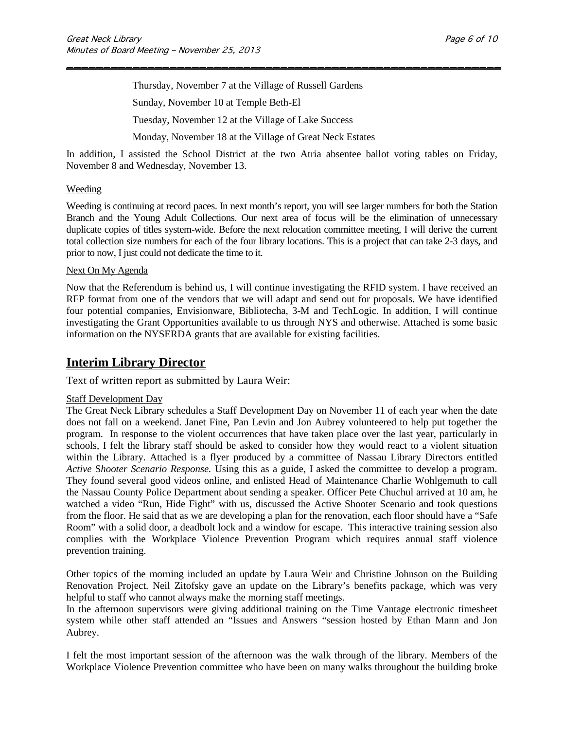Thursday, November 7 at the Village of Russell Gardens

Sunday, November 10 at Temple Beth-El

Tuesday, November 12 at the Village of Lake Success

Monday, November 18 at the Village of Great Neck Estates

In addition, I assisted the School District at the two Atria absentee ballot voting tables on Friday, November 8 and Wednesday, November 13.

Weeding

Weeding is continuing at record paces. In next month's report, you will see larger numbers for both the Station Branch and the Young Adult Collections. Our next area of focus will be the elimination of unnecessary duplicate copies of titles system-wide. Before the next relocation committee meeting, I will derive the current total collection size numbers for each of the four library locations. This is a project that can take 2-3 days, and prior to now, I just could not dedicate the time to it.

Next On My Agenda

Now that the Referendum is behind us, I will continue investigating the RFID system. I have received an RFP format from one of the vendors that we will adapt and send out for proposals. We have identified four potential companies, Envisionware, Bibliotecha, 3-M and TechLogic. In addition, I will continue investigating the Grant Opportunities available to us through NYS and otherwise. Attached is some basic information on the NYSERDA grants that are available for existing facilities.

## Interim Library Director

Text of written report as submitted by Laura Weir:

Staff Development Day

The Great Neck Library schedules a Staff Development Day on November 11 of each year when the date does not fall on a weekend. Janet Fine, Pan Levin and Jon Aubrey volunteered to help put together the program. In response to the violent occurrences that have taken place over the last year, particularly in schools, I felt the library staff should be asked to consider how they would react to a violent situation within the Library. Attached is a flyer produced by a committee of Nassau Library Directors entitled *Active Shooter Scenario Response.* Using this as a guide, I asked the committee to develop a program. They found several good videos online, and enlisted Head of Maintenance Charlie Wohlgemuth to call the Nassau County Police Department about sending a speaker. Officer Pete Chuchul arrived at 10 am, he watched a video "Run, Hide Fight" with us, discussed the Active Shooter Scenario and took questions from the floor. He said that as we are developing a plan for the renovation, each floor should have a "Safe Room" with a solid door, a deadbolt lock and a window for escape. This interactive training session also complies with the Workplace Violence Prevention Program which requires annual staff violence prevention training.

Other topics of the morning included an update by Laura Weir and Christine Johnson on the Building Renovation Project. Neil Zitofsky gave an update on the Library's benefits package, which was very helpful to staff who cannot always make the morning staff meetings.
In the afternoon supervisors were giving additional training on the Time Vantage electronic timesheet system while other staff attended an "Issues and Answers "session hosted by Ethan Mann and Jon Aubrey.

I felt the most important session of the afternoon was the walk through of the library. Members of the Workplace Violence Prevention committee who have been on many walks throughout the building broke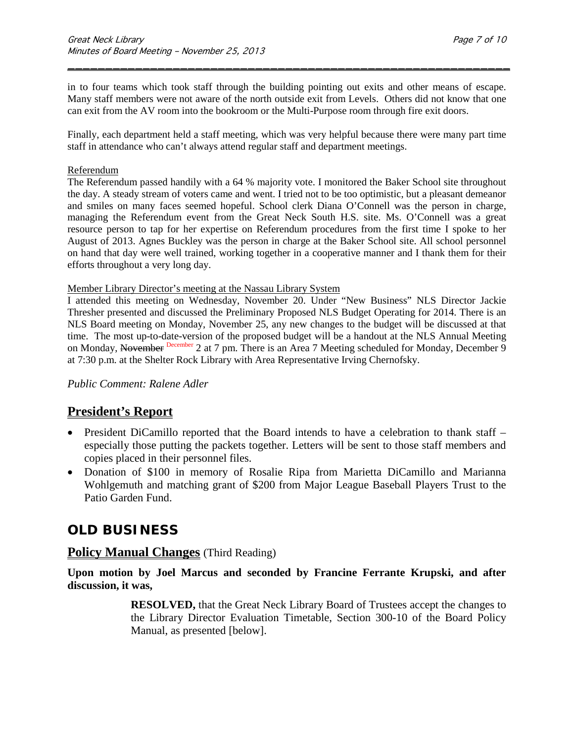in to four teams which took staff through the building pointing out exits and other means of escape. Many staff members were not aware of the north outside exit from Levels. Others did not know that one can exit from the AV room into the bookroom or the Multi-Purpose room through fire exit doors.

Finally, each department held a staff meeting, which was very helpful because there were many part time staff in attendance who can't always attend regular staff and department meetings.

Referendum

The Referendum passed handily with a 64 % majority vote. I monitored the Baker School site throughout the day. A steady stream of voters came and went. I tried not to be too optimistic, but a pleasant demeanor and smiles on many faces seemed hopeful. School clerk Diana O'Connell was the person in charge, managing the Referendum event from the Great Neck South H.S. site. Ms. O'Connell was a great resource person to tap for her expertise on Referendum procedures from the first time I spoke to her August of 2013. Agnes Buckley was the person in charge at the Baker School site. All school personnel on hand that day were well trained, working together in a cooperative manner and I thank them for their efforts throughout a very long day.

Member Library Director's meeting at the Nassau Library System

I attended this meeting on Wednesday, November 20. Under "New Business" NLS Director Jackie Thresher presented and discussed the Preliminary Proposed NLS Budget Operating for 2014. There is an NLS Board meeting on Monday, November 25, any new changes to the budget will be discussed at that time. The most up-to-date-version of the proposed budget will be a handout at the NLS Annual Meeting on Monday, ~~November~~ December 2 at 7 pm. There is an Area 7 Meeting scheduled for Monday, December 9 at 7:30 p.m. at the Shelter Rock Library with Area Representative Irving Chernofsky.

*Public Comment: Ralene Adler*

## President's Report

- President DiCamillo reported that the Board intends to have a celebration to thank staff – especially those putting the packets together. Letters will be sent to those staff members and copies placed in their personnel files.
- Donation of $100 in memory of Rosalie Ripa from Marietta DiCamillo and Marianna Wohlgemuth and matching grant of $200 from Major League Baseball Players Trust to the Patio Garden Fund.

# OLD BUSINESS

## Policy Manual Changes (Third Reading)

**Upon motion by Joel Marcus and seconded by Francine Ferrante Krupski, and after discussion, it was,**

> **RESOLVED,** that the Great Neck Library Board of Trustees accept the changes to the Library Director Evaluation Timetable, Section 300-10 of the Board Policy Manual, as presented [below].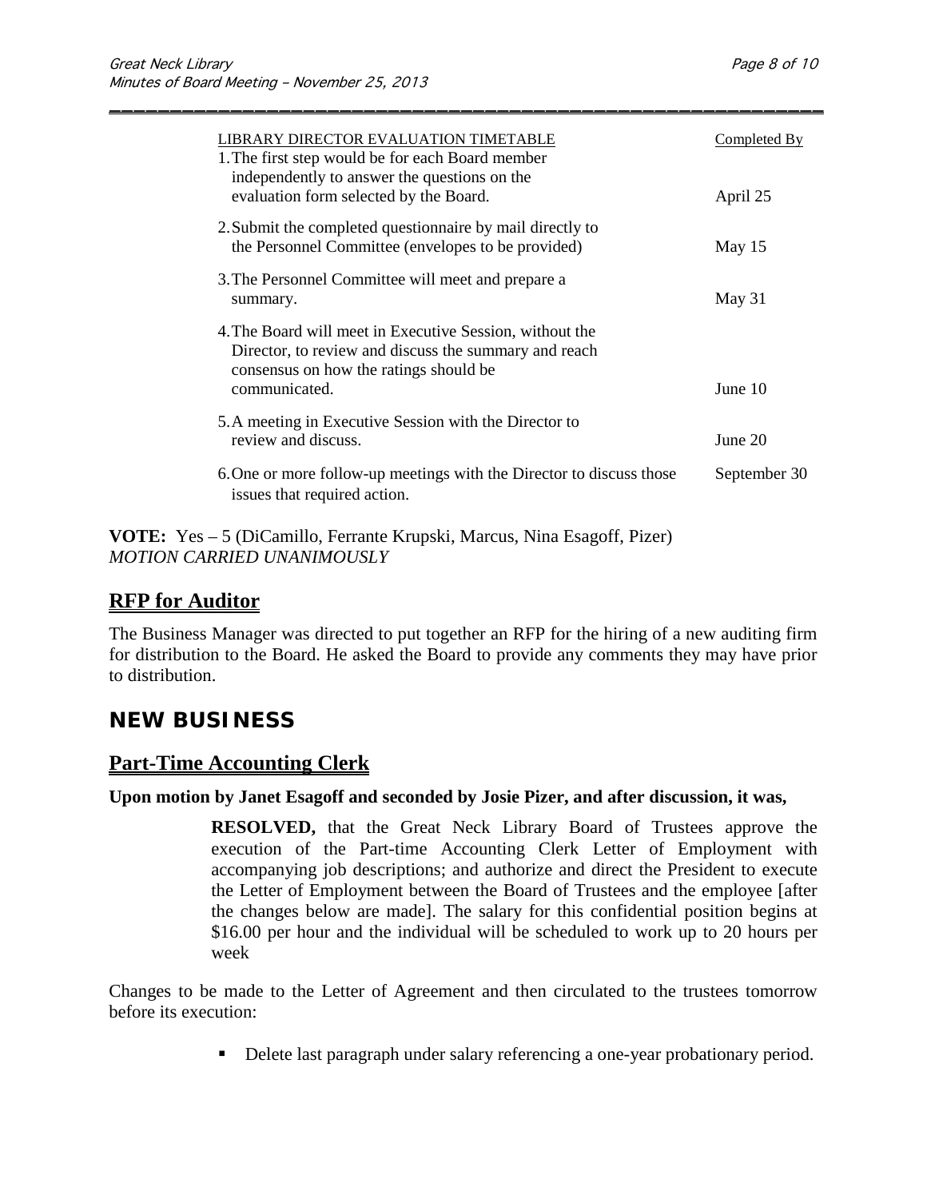| LIBRARY DIRECTOR EVALUATION TIMETABLE | Completed By |
|---|---|
| 1. The first step would be for each Board member independently to answer the questions on the evaluation form selected by the Board. | April 25 |
| 2. Submit the completed questionnaire by mail directly to the Personnel Committee (envelopes to be provided) | May 15 |
| 3. The Personnel Committee will meet and prepare a summary. | May 31 |
| 4. The Board will meet in Executive Session, without the Director, to review and discuss the summary and reach consensus on how the ratings should be communicated. | June 10 |
| 5. A meeting in Executive Session with the Director to review and discuss. | June 20 |
| 6. One or more follow-up meetings with the Director to discuss those issues that required action. | September 30 |

**VOTE:** Yes – 5 (DiCamillo, Ferrante Krupski, Marcus, Nina Esagoff, Pizer)
*MOTION CARRIED UNANIMOUSLY*

## RFP for Auditor

The Business Manager was directed to put together an RFP for the hiring of a new auditing firm for distribution to the Board. He asked the Board to provide any comments they may have prior to distribution.

# NEW BUSINESS

## Part-Time Accounting Clerk

**Upon motion by Janet Esagoff and seconded by Josie Pizer, and after discussion, it was,**

> **RESOLVED,** that the Great Neck Library Board of Trustees approve the execution of the Part-time Accounting Clerk Letter of Employment with accompanying job descriptions; and authorize and direct the President to execute the Letter of Employment between the Board of Trustees and the employee [after the changes below are made]. The salary for this confidential position begins at $16.00 per hour and the individual will be scheduled to work up to 20 hours per week

Changes to be made to the Letter of Agreement and then circulated to the trustees tomorrow before its execution:

- Delete last paragraph under salary referencing a one-year probationary period.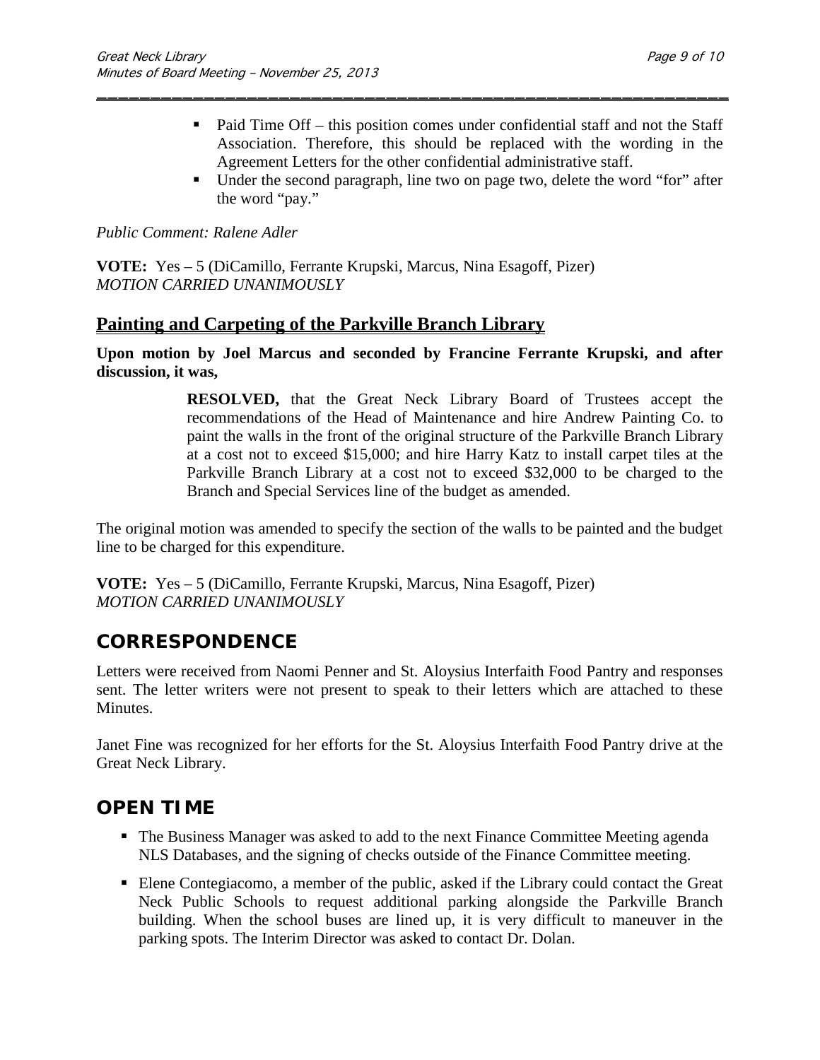- Paid Time Off – this position comes under confidential staff and not the Staff Association. Therefore, this should be replaced with the wording in the Agreement Letters for the other confidential administrative staff.
- Under the second paragraph, line two on page two, delete the word "for" after the word "pay."

*Public Comment: Ralene Adler*

**VOTE:** Yes – 5 (DiCamillo, Ferrante Krupski, Marcus, Nina Esagoff, Pizer)
*MOTION CARRIED UNANIMOUSLY*

## Painting and Carpeting of the Parkville Branch Library

**Upon motion by Joel Marcus and seconded by Francine Ferrante Krupski, and after discussion, it was,**

> **RESOLVED,** that the Great Neck Library Board of Trustees accept the recommendations of the Head of Maintenance and hire Andrew Painting Co. to paint the walls in the front of the original structure of the Parkville Branch Library at a cost not to exceed $15,000; and hire Harry Katz to install carpet tiles at the Parkville Branch Library at a cost not to exceed $32,000 to be charged to the Branch and Special Services line of the budget as amended.

The original motion was amended to specify the section of the walls to be painted and the budget line to be charged for this expenditure.

**VOTE:** Yes – 5 (DiCamillo, Ferrante Krupski, Marcus, Nina Esagoff, Pizer)
*MOTION CARRIED UNANIMOUSLY*

# CORRESPONDENCE

Letters were received from Naomi Penner and St. Aloysius Interfaith Food Pantry and responses sent. The letter writers were not present to speak to their letters which are attached to these Minutes.

Janet Fine was recognized for her efforts for the St. Aloysius Interfaith Food Pantry drive at the Great Neck Library.

# OPEN TIME

- The Business Manager was asked to add to the next Finance Committee Meeting agenda NLS Databases, and the signing of checks outside of the Finance Committee meeting.
- Elene Contegiacomo, a member of the public, asked if the Library could contact the Great Neck Public Schools to request additional parking alongside the Parkville Branch building. When the school buses are lined up, it is very difficult to maneuver in the parking spots. The Interim Director was asked to contact Dr. Dolan.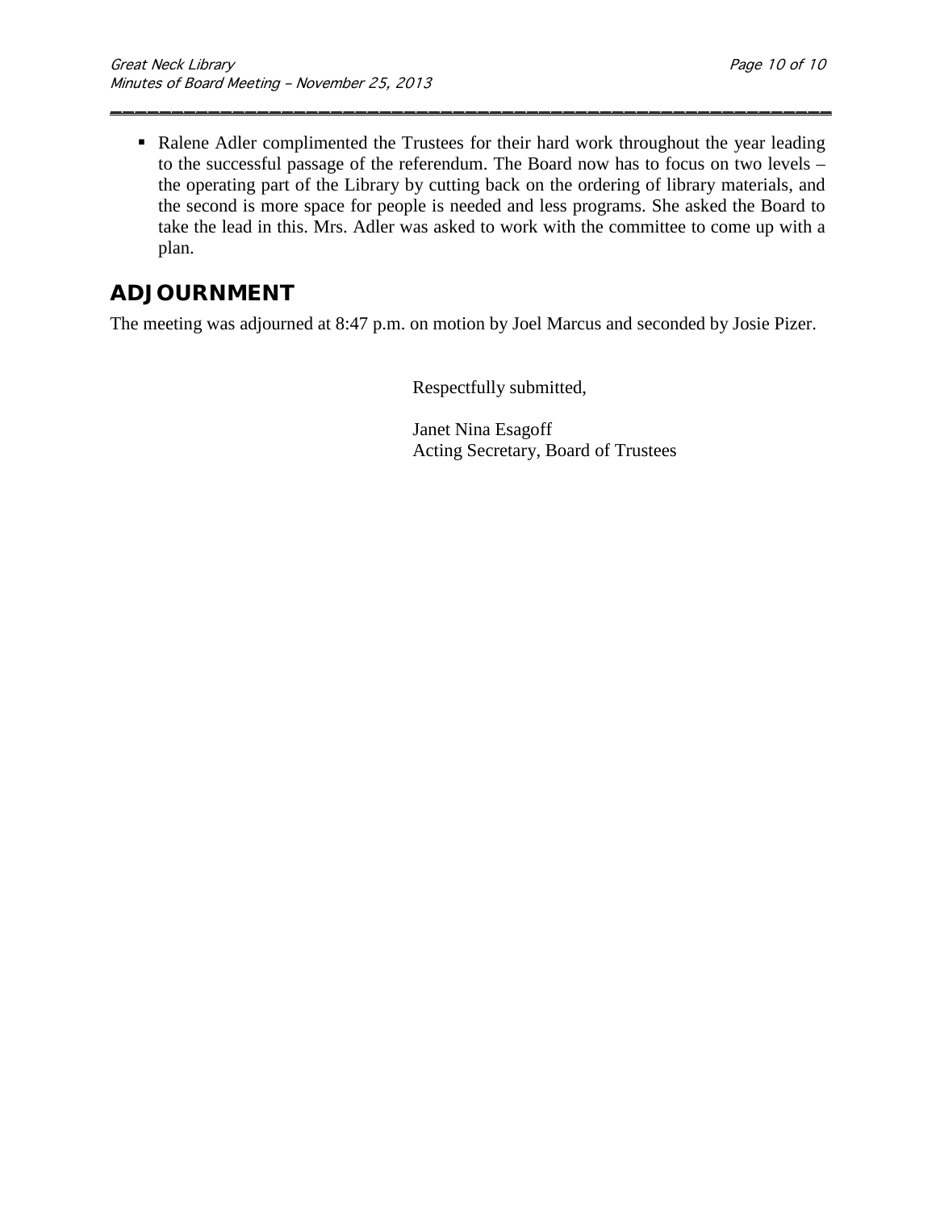- Ralene Adler complimented the Trustees for their hard work throughout the year leading to the successful passage of the referendum. The Board now has to focus on two levels – the operating part of the Library by cutting back on the ordering of library materials, and the second is more space for people is needed and less programs. She asked the Board to take the lead in this. Mrs. Adler was asked to work with the committee to come up with a plan.

## ADJOURNMENT

The meeting was adjourned at 8:47 p.m. on motion by Joel Marcus and seconded by Josie Pizer.

Respectfully submitted,

Janet Nina Esagoff
Acting Secretary, Board of Trustees